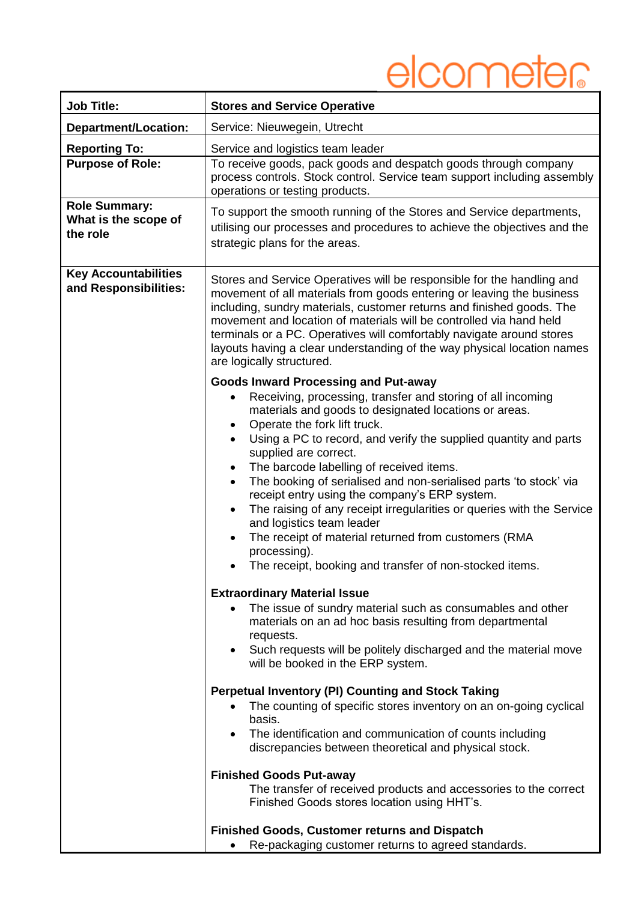elcometer

| Job Title: | Stores and Service Operative |
| --- | --- |
| Department/Location: | Service: Nieuwegein, Utrecht |
| Reporting To: | Service and logistics team leader |
| Purpose of Role: | To receive goods, pack goods and despatch goods through company process controls. Stock control. Service team support including assembly operations or testing products. |
| Role Summary: What is the scope of the role | To support the smooth running of the Stores and Service departments, utilising our processes and procedures to achieve the objectives and the strategic plans for the areas. |
| Key Accountabilities and Responsibilities: | Stores and Service Operatives will be responsible for the handling and movement of all materials from goods entering or leaving the business including, sundry materials, customer returns and finished goods. The movement and location of materials will be controlled via hand held terminals or a PC. Operatives will comfortably navigate around stores layouts having a clear understanding of the way physical location names are logically structured.<br><br>**Goods Inward Processing and Put-away**<br>• Receiving, processing, transfer and storing of all incoming materials and goods to designated locations or areas.<br>• Operate the fork lift truck.<br>• Using a PC to record, and verify the supplied quantity and parts supplied are correct.<br>• The barcode labelling of received items.<br>• The booking of serialised and non-serialised parts 'to stock' via receipt entry using the company's ERP system.<br>• The raising of any receipt irregularities or queries with the Service and logistics team leader<br>• The receipt of material returned from customers (RMA processing).<br>• The receipt, booking and transfer of non-stocked items.<br><br>**Extraordinary Material Issue**<br>• The issue of sundry material such as consumables and other materials on an ad hoc basis resulting from departmental requests.<br>• Such requests will be politely discharged and the material move will be booked in the ERP system.<br><br>**Perpetual Inventory (PI) Counting and Stock Taking**<br>• The counting of specific stores inventory on an on-going cyclical basis.<br>• The identification and communication of counts including discrepancies between theoretical and physical stock.<br><br>**Finished Goods Put-away**<br>The transfer of received products and accessories to the correct Finished Goods stores location using HHT's.<br><br>**Finished Goods, Customer returns and Dispatch**<br>• Re-packaging customer returns to agreed standards. |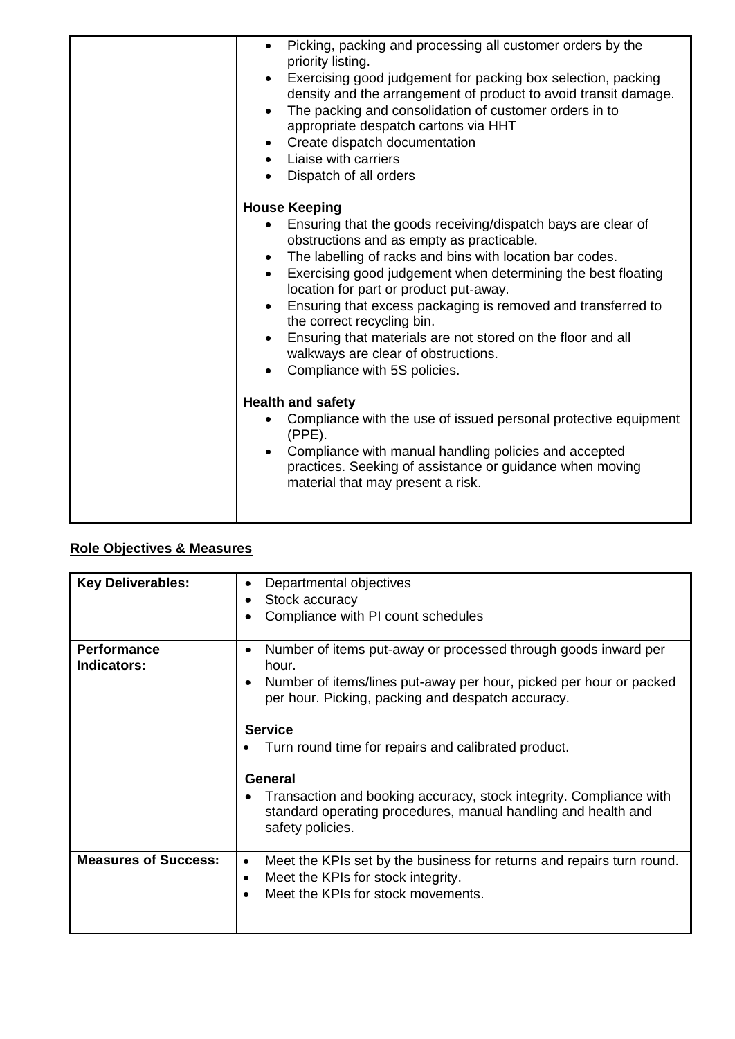| | • Picking, packing and processing all customer orders by the priority listing.<br>• Exercising good judgement for packing box selection, packing density and the arrangement of product to avoid transit damage.<br>• The packing and consolidation of customer orders in to appropriate despatch cartons via HHT<br>• Create dispatch documentation<br>• Liaise with carriers<br>• Dispatch of all orders<br><br>**House Keeping**<br>• Ensuring that the goods receiving/dispatch bays are clear of obstructions and as empty as practicable.<br>• The labelling of racks and bins with location bar codes.<br>• Exercising good judgement when determining the best floating location for part or product put-away.<br>• Ensuring that excess packaging is removed and transferred to the correct recycling bin.<br>• Ensuring that materials are not stored on the floor and all walkways are clear of obstructions.<br>• Compliance with 5S policies.<br><br>**Health and safety**<br>• Compliance with the use of issued personal protective equipment (PPE).<br>• Compliance with manual handling policies and accepted practices. Seeking of assistance or guidance when moving material that may present a risk. |
|---|---|

## Role Objectives & Measures

| **Key Deliverables:** | • Departmental objectives<br>• Stock accuracy<br>• Compliance with PI count schedules |
|---|---|
| **Performance Indicators:** | • Number of items put-away or processed through goods inward per hour.<br>• Number of items/lines put-away per hour, picked per hour or packed per hour. Picking, packing and despatch accuracy.<br><br>**Service**<br>• Turn round time for repairs and calibrated product.<br><br>**General**<br>• Transaction and booking accuracy, stock integrity. Compliance with standard operating procedures, manual handling and health and safety policies. |
| **Measures of Success:** | • Meet the KPIs set by the business for returns and repairs turn round.<br>• Meet the KPIs for stock integrity.<br>• Meet the KPIs for stock movements. |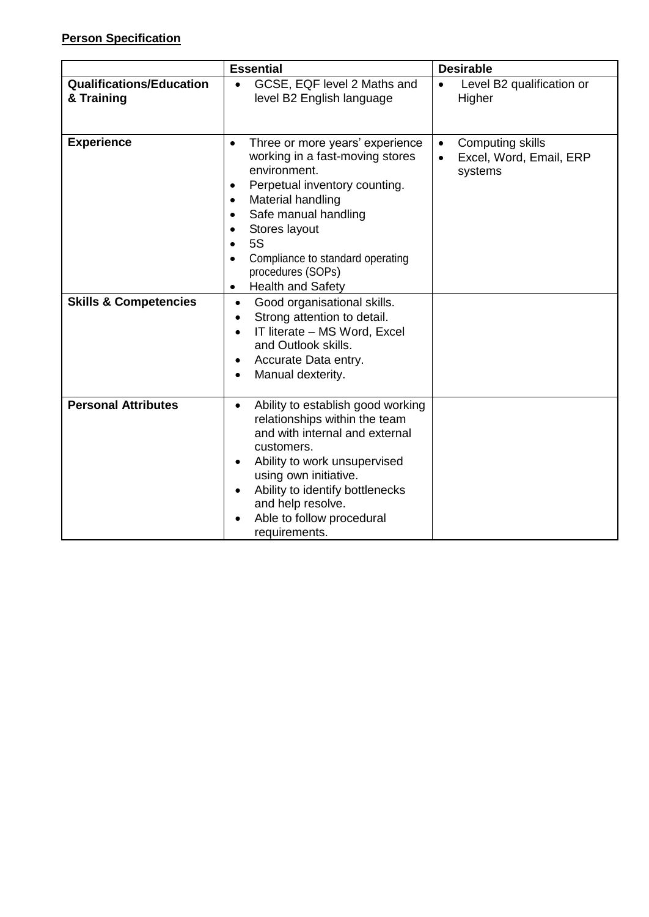**Person Specification**

| | Essential | Desirable |
|---|---|---|
| **Qualifications/Education & Training** | • GCSE, EQF level 2 Maths and level B2 English language | • Level B2 qualification or Higher |
| **Experience** | • Three or more years' experience working in a fast-moving stores environment.<br>• Perpetual inventory counting.<br>• Material handling<br>• Safe manual handling<br>• Stores layout<br>• 5S<br>• Compliance to standard operating procedures (SOPs)<br>• Health and Safety | • Computing skills<br>• Excel, Word, Email, ERP systems |
| **Skills & Competencies** | • Good organisational skills.<br>• Strong attention to detail.<br>• IT literate – MS Word, Excel and Outlook skills.<br>• Accurate Data entry.<br>• Manual dexterity. | |
| **Personal Attributes** | • Ability to establish good working relationships within the team and with internal and external customers.<br>• Ability to work unsupervised using own initiative.<br>• Ability to identify bottlenecks and help resolve.<br>• Able to follow procedural requirements. | |